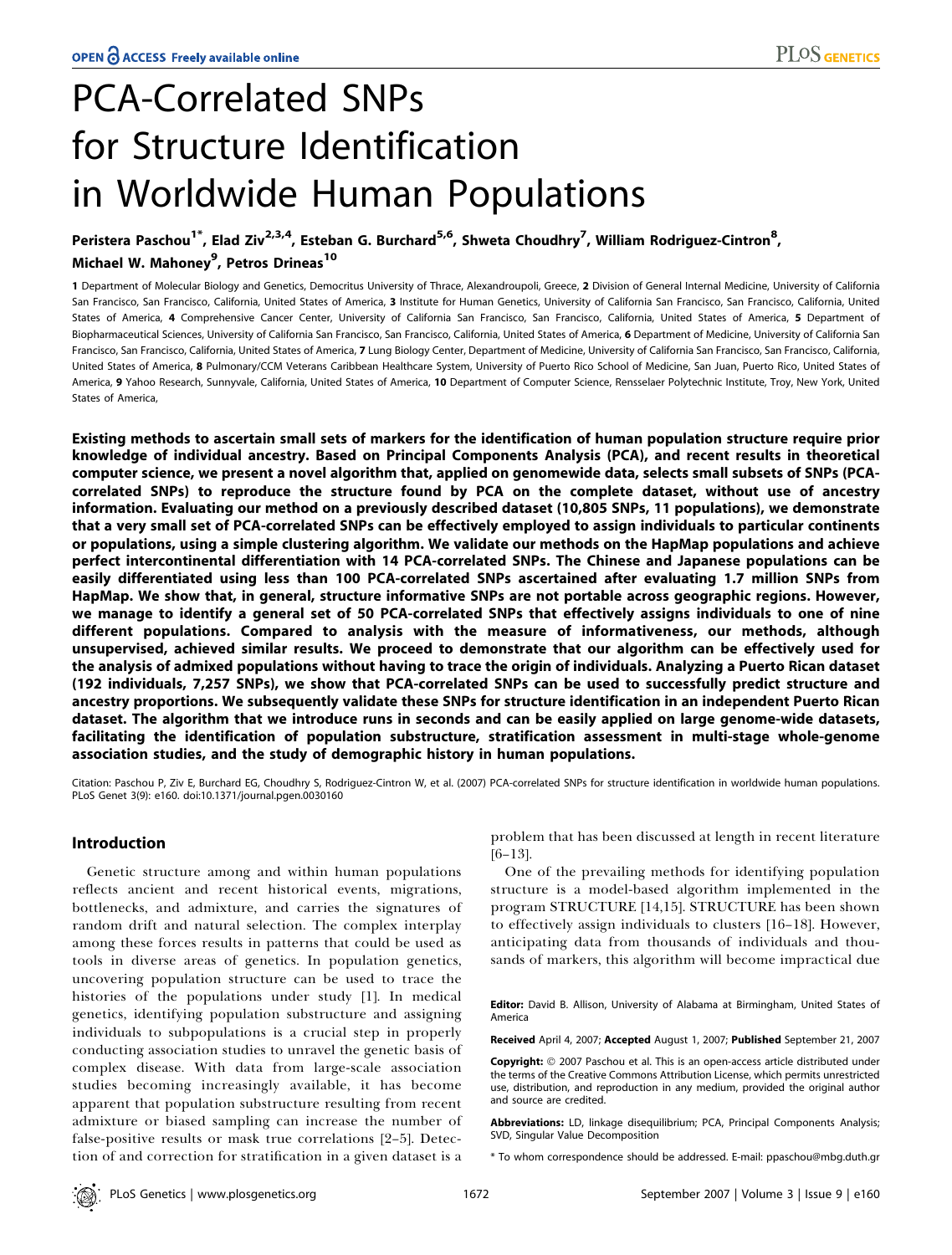# PCA-Correlated SNPs for Structure Identification in Worldwide Human Populations

Peristera Paschou[1*], Elad Ziv[2,3,4], Esteban G. Burchard[5,6], Shweta Choudhry[7], William Rodriguez-Cintron[8], Michael W. Mahoney[9], Petros Drineas[10]

1 Department of Molecular Biology and Genetics, Democritus University of Thrace, Alexandroupoli, Greece, 2 Division of General Internal Medicine, University of California San Francisco, San Francisco, California, United States of America, 3 Institute for Human Genetics, University of California San Francisco, San Francisco, California, United States of America, 4 Comprehensive Cancer Center, University of California San Francisco, San Francisco, California, United States of America, 5 Department of Biopharmaceutical Sciences, University of California San Francisco, San Francisco, California, United States of America, 6 Department of Medicine, University of California San Francisco, San Francisco, California, United States of America, 7 Lung Biology Center, Department of Medicine, University of California San Francisco, San Francisco, California, United States of America, 8 Pulmonary/CCM Veterans Caribbean Healthcare System, University of Puerto Rico School of Medicine, San Juan, Puerto Rico, United States of America, 9 Yahoo Research, Sunnyvale, California, United States of America, 10 Department of Computer Science, Rensselaer Polytechnic Institute, Troy, New York, United States of America,

**Existing methods to ascertain small sets of markers for the identification of human population structure require prior knowledge of individual ancestry. Based on Principal Components Analysis (PCA), and recent results in theoretical computer science, we present a novel algorithm that, applied on genomewide data, selects small subsets of SNPs (PCA-correlated SNPs) to reproduce the structure found by PCA on the complete dataset, without use of ancestry information. Evaluating our method on a previously described dataset (10,805 SNPs, 11 populations), we demonstrate that a very small set of PCA-correlated SNPs can be effectively employed to assign individuals to particular continents or populations, using a simple clustering algorithm. We validate our methods on the HapMap populations and achieve perfect intercontinental differentiation with 14 PCA-correlated SNPs. The Chinese and Japanese populations can be easily differentiated using less than 100 PCA-correlated SNPs ascertained after evaluating 1.7 million SNPs from HapMap. We show that, in general, structure informative SNPs are not portable across geographic regions. However, we manage to identify a general set of 50 PCA-correlated SNPs that effectively assigns individuals to one of nine different populations. Compared to analysis with the measure of informativeness, our methods, although unsupervised, achieved similar results. We proceed to demonstrate that our algorithm can be effectively used for the analysis of admixed populations without having to trace the origin of individuals. Analyzing a Puerto Rican dataset (192 individuals, 7,257 SNPs), we show that PCA-correlated SNPs can be used to successfully predict structure and ancestry proportions. We subsequently validate these SNPs for structure identification in an independent Puerto Rican dataset. The algorithm that we introduce runs in seconds and can be easily applied on large genome-wide datasets, facilitating the identification of population substructure, stratification assessment in multi-stage whole-genome association studies, and the study of demographic history in human populations.**

Citation: Paschou P, Ziv E, Burchard EG, Choudhry S, Rodriguez-Cintron W, et al. (2007) PCA-correlated SNPs for structure identification in worldwide human populations. PLoS Genet 3(9): e160. doi:10.1371/journal.pgen.0030160

## Introduction

Genetic structure among and within human populations reflects ancient and recent historical events, migrations, bottlenecks, and admixture, and carries the signatures of random drift and natural selection. The complex interplay among these forces results in patterns that could be used as tools in diverse areas of genetics. In population genetics, uncovering population structure can be used to trace the histories of the populations under study [1]. In medical genetics, identifying population substructure and assigning individuals to subpopulations is a crucial step in properly conducting association studies to unravel the genetic basis of complex disease. With data from large-scale association studies becoming increasingly available, it has become apparent that population substructure resulting from recent admixture or biased sampling can increase the number of false-positive results or mask true correlations [2–5]. Detection of and correction for stratification in a given dataset is a problem that has been discussed at length in recent literature [6–13].

One of the prevailing methods for identifying population structure is a model-based algorithm implemented in the program STRUCTURE [14,15]. STRUCTURE has been shown to effectively assign individuals to clusters [16–18]. However, anticipating data from thousands of individuals and thousands of markers, this algorithm will become impractical due

Editor: David B. Allison, University of Alabama at Birmingham, United States of America

Received April 4, 2007; Accepted August 1, 2007; Published September 21, 2007

Copyright: © 2007 Paschou et al. This is an open-access article distributed under the terms of the Creative Commons Attribution License, which permits unrestricted use, distribution, and reproduction in any medium, provided the original author and source are credited.

Abbreviations: LD, linkage disequilibrium; PCA, Principal Components Analysis; SVD, Singular Value Decomposition

\* To whom correspondence should be addressed. E-mail: ppaschou@mbg.duth.gr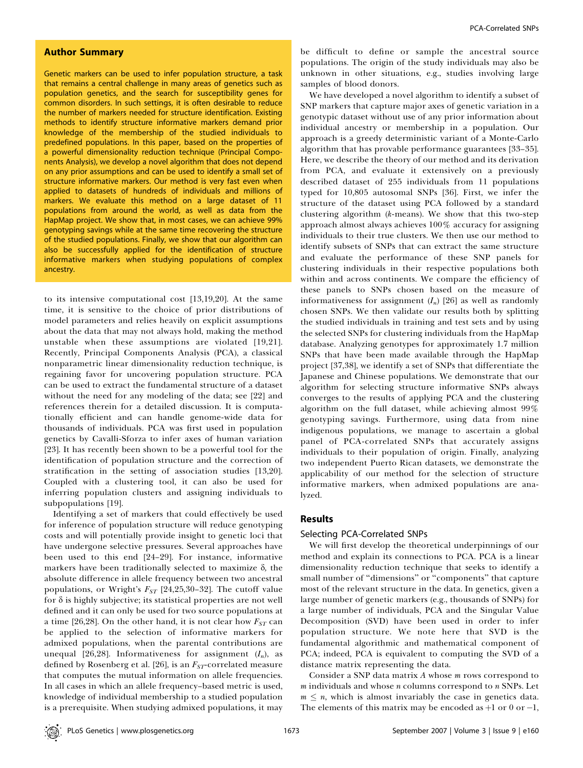## Author Summary

Genetic markers can be used to infer population structure, a task that remains a central challenge in many areas of genetics such as population genetics, and the search for susceptibility genes for common disorders. In such settings, it is often desirable to reduce the number of markers needed for structure identification. Existing methods to identify structure informative markers demand prior knowledge of the membership of the studied individuals to predefined populations. In this paper, based on the properties of a powerful dimensionality reduction technique (Principal Components Analysis), we develop a novel algorithm that does not depend on any prior assumptions and can be used to identify a small set of structure informative markers. Our method is very fast even when applied to datasets of hundreds of individuals and millions of markers. We evaluate this method on a large dataset of 11 populations from around the world, as well as data from the HapMap project. We show that, in most cases, we can achieve 99% genotyping savings while at the same time recovering the structure of the studied populations. Finally, we show that our algorithm can also be successfully applied for the identification of structure informative markers when studying populations of complex ancestry.

to its intensive computational cost [13,19,20]. At the same time, it is sensitive to the choice of prior distributions of model parameters and relies heavily on explicit assumptions about the data that may not always hold, making the method unstable when these assumptions are violated [19,21]. Recently, Principal Components Analysis (PCA), a classical nonparametric linear dimensionality reduction technique, is regaining favor for uncovering population structure. PCA can be used to extract the fundamental structure of a dataset without the need for any modeling of the data; see [22] and references therein for a detailed discussion. It is computationally efficient and can handle genome-wide data for thousands of individuals. PCA was first used in population genetics by Cavalli-Sforza to infer axes of human variation [23]. It has recently been shown to be a powerful tool for the identification of population structure and the correction of stratification in the setting of association studies [13,20]. Coupled with a clustering tool, it can also be used for inferring population clusters and assigning individuals to subpopulations [19].

Identifying a set of markers that could effectively be used for inference of population structure will reduce genotyping costs and will potentially provide insight to genetic loci that have undergone selective pressures. Several approaches have been used to this end [24–29]. For instance, informative markers have been traditionally selected to maximize $\delta$, the absolute difference in allele frequency between two ancestral populations, or Wright's $F_{ST}$ [24,25,30–32]. The cutoff value for $\delta$ is highly subjective; its statistical properties are not well defined and it can only be used for two source populations at a time [26,28]. On the other hand, it is not clear how $F_{ST}$ can be applied to the selection of informative markers for admixed populations, when the parental contributions are unequal [26,28]. Informativeness for assignment ($I_n$), as defined by Rosenberg et al. [26], is an $F_{ST}$-correlated measure that computes the mutual information on allele frequencies. In all cases in which an allele frequency–based metric is used, knowledge of individual membership to a studied population is a prerequisite. When studying admixed populations, it may be difficult to define or sample the ancestral source populations. The origin of the study individuals may also be unknown in other situations, e.g., studies involving large samples of blood donors.

We have developed a novel algorithm to identify a subset of SNP markers that capture major axes of genetic variation in a genotypic dataset without use of any prior information about individual ancestry or membership in a population. Our approach is a greedy deterministic variant of a Monte-Carlo algorithm that has provable performance guarantees [33–35]. Here, we describe the theory of our method and its derivation from PCA, and evaluate it extensively on a previously described dataset of 255 individuals from 11 populations typed for 10,805 autosomal SNPs [36]. First, we infer the structure of the dataset using PCA followed by a standard clustering algorithm ($k$-means). We show that this two-step approach almost always achieves 100% accuracy for assigning individuals to their true clusters. We then use our method to identify subsets of SNPs that can extract the same structure and evaluate the performance of these SNP panels for clustering individuals in their respective populations both within and across continents. We compare the efficiency of these panels to SNPs chosen based on the measure of informativeness for assignment ($I_n$) [26] as well as randomly chosen SNPs. We then validate our results both by splitting the studied individuals in training and test sets and by using the selected SNPs for clustering individuals from the HapMap database. Analyzing genotypes for approximately 1.7 million SNPs that have been made available through the HapMap project [37,38], we identify a set of SNPs that differentiate the Japanese and Chinese populations. We demonstrate that our algorithm for selecting structure informative SNPs always converges to the results of applying PCA and the clustering algorithm on the full dataset, while achieving almost 99% genotyping savings. Furthermore, using data from nine indigenous populations, we manage to ascertain a global panel of PCA-correlated SNPs that accurately assigns individuals to their population of origin. Finally, analyzing two independent Puerto Rican datasets, we demonstrate the applicability of our method for the selection of structure informative markers, when admixed populations are analyzed.

## Results

### Selecting PCA-Correlated SNPs

We will first develop the theoretical underpinnings of our method and explain its connections to PCA. PCA is a linear dimensionality reduction technique that seeks to identify a small number of "dimensions" or "components" that capture most of the relevant structure in the data. In genetics, given a large number of genetic markers (e.g., thousands of SNPs) for a large number of individuals, PCA and the Singular Value Decomposition (SVD) have been used in order to infer population structure. We note here that SVD is the fundamental algorithmic and mathematical component of PCA; indeed, PCA is equivalent to computing the SVD of a distance matrix representing the data.

Consider a SNP data matrix $A$ whose $m$ rows correspond to $m$ individuals and whose $n$ columns correspond to $n$ SNPs. Let $m \leq n$, which is almost invariably the case in genetics data. The elements of this matrix may be encoded as +1 or 0 or −1,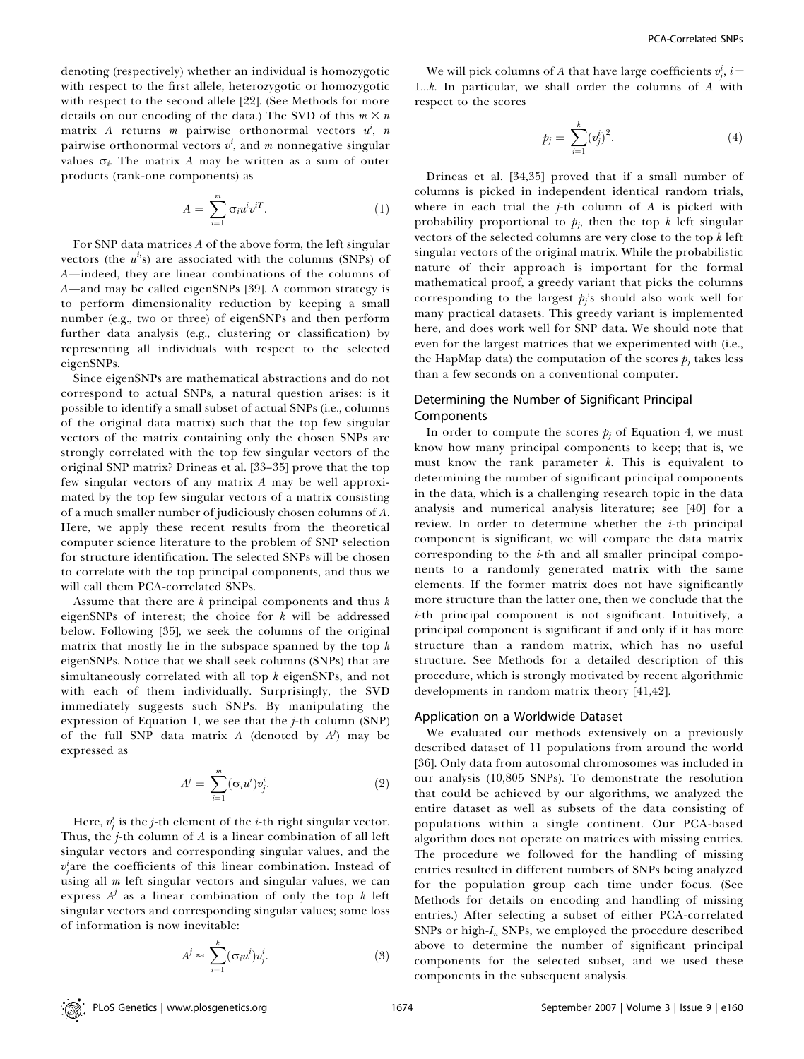denoting (respectively) whether an individual is homozygotic with respect to the first allele, heterozygotic or homozygotic with respect to the second allele [22]. (See Methods for more details on our encoding of the data.) The SVD of this $m \times n$ matrix $A$ returns $m$ pairwise orthonormal vectors $u^i$, $n$ pairwise orthonormal vectors $v^i$, and $m$ nonnegative singular values $\sigma_i$. The matrix $A$ may be written as a sum of outer products (rank-one components) as

$$A = \sum_{i=1}^{m} \sigma_i u^i v^{iT}. \quad (1)$$

For SNP data matrices $A$ of the above form, the left singular vectors (the $u^i$'s) are associated with the columns (SNPs) of $A$—indeed, they are linear combinations of the columns of $A$—and may be called eigenSNPs [39]. A common strategy is to perform dimensionality reduction by keeping a small number (e.g., two or three) of eigenSNPs and then perform further data analysis (e.g., clustering or classification) by representing all individuals with respect to the selected eigenSNPs.

Since eigenSNPs are mathematical abstractions and do not correspond to actual SNPs, a natural question arises: is it possible to identify a small subset of actual SNPs (i.e., columns of the original data matrix) such that the top few singular vectors of the matrix containing only the chosen SNPs are strongly correlated with the top few singular vectors of the original SNP matrix? Drineas et al. [33–35] prove that the top few singular vectors of any matrix $A$ may be well approximated by the top few singular vectors of a matrix consisting of a much smaller number of judiciously chosen columns of $A$. Here, we apply these recent results from the theoretical computer science literature to the problem of SNP selection for structure identification. The selected SNPs will be chosen to correlate with the top principal components, and thus we will call them PCA-correlated SNPs.

Assume that there are $k$ principal components and thus $k$ eigenSNPs of interest; the choice for $k$ will be addressed below. Following [35], we seek the columns of the original matrix that mostly lie in the subspace spanned by the top $k$ eigenSNPs. Notice that we shall seek columns (SNPs) that are simultaneously correlated with all top $k$ eigenSNPs, and not with each of them individually. Surprisingly, the SVD immediately suggests such SNPs. By manipulating the expression of Equation 1, we see that the $j$-th column (SNP) of the full SNP data matrix $A$ (denoted by $A^j$) may be expressed as

$$A^j = \sum_{i=1}^{m} (\sigma_i u^i) v^i_j. \quad (2)$$

Here, $v^i_j$ is the $j$-th element of the $i$-th right singular vector. Thus, the $j$-th column of $A$ is a linear combination of all left singular vectors and corresponding singular values, and the $v^i_j$ are the coefficients of this linear combination. Instead of using all $m$ left singular vectors and singular values, we can express $A^j$ as a linear combination of only the top $k$ left singular vectors and corresponding singular values; some loss of information is now inevitable:

$$A^j \approx \sum_{i=1}^{k} (\sigma_i u^i) v^i_j. \quad (3)$$

We will pick columns of $A$ that have large coefficients $v^i_j$, $i = 1 \ldots k$. In particular, we shall order the columns of $A$ with respect to the scores

$$p_j = \sum_{i=1}^{k} (v^i_j)^2. \quad (4)$$

Drineas et al. [34,35] proved that if a small number of columns is picked in independent identical random trials, where in each trial the $j$-th column of $A$ is picked with probability proportional to $p_j$, then the top $k$ left singular vectors of the selected columns are very close to the top $k$ left singular vectors of the original matrix. While the probabilistic nature of their approach is important for the formal mathematical proof, a greedy variant that picks the columns corresponding to the largest $p_j$'s should also work well for many practical datasets. This greedy variant is implemented here, and does work well for SNP data. We should note that even for the largest matrices that we experimented with (i.e., the HapMap data) the computation of the scores $p_j$ takes less than a few seconds on a conventional computer.

## Determining the Number of Significant Principal Components

In order to compute the scores $p_j$ of Equation 4, we must know how many principal components to keep; that is, we must know the rank parameter $k$. This is equivalent to determining the number of significant principal components in the data, which is a challenging research topic in the data analysis and numerical analysis literature; see [40] for a review. In order to determine whether the $i$-th principal component is significant, we will compare the data matrix corresponding to the $i$-th and all smaller principal components to a randomly generated matrix with the same elements. If the former matrix does not have significantly more structure than the latter one, then we conclude that the $i$-th principal component is not significant. Intuitively, a principal component is significant if and only if it has more structure than a random matrix, which has no useful structure. See Methods for a detailed description of this procedure, which is strongly motivated by recent algorithmic developments in random matrix theory [41,42].

## Application on a Worldwide Dataset

We evaluated our methods extensively on a previously described dataset of 11 populations from around the world [36]. Only data from autosomal chromosomes was included in our analysis (10,805 SNPs). To demonstrate the resolution that could be achieved by our algorithms, we analyzed the entire dataset as well as subsets of the data consisting of populations within a single continent. Our PCA-based algorithm does not operate on matrices with missing entries. The procedure we followed for the handling of missing entries resulted in different numbers of SNPs being analyzed for the population group each time under focus. (See Methods for details on encoding and handling of missing entries.) After selecting a subset of either PCA-correlated SNPs or high-$I_n$ SNPs, we employed the procedure described above to determine the number of significant principal components for the selected subset, and we used these components in the subsequent analysis.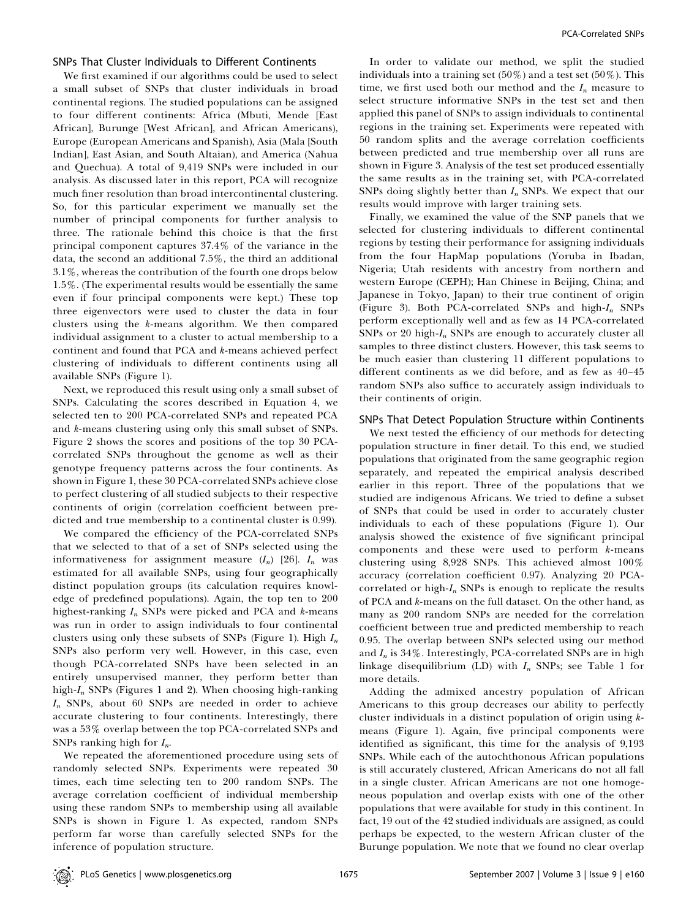## SNPs That Cluster Individuals to Different Continents

We first examined if our algorithms could be used to select a small subset of SNPs that cluster individuals in broad continental regions. The studied populations can be assigned to four different continents: Africa (Mbuti, Mende [East African], Burunge [West African], and African Americans), Europe (European Americans and Spanish), Asia (Mala [South Indian], East Asian, and South Altaian), and America (Nahua and Quechua). A total of 9,419 SNPs were included in our analysis. As discussed later in this report, PCA will recognize much finer resolution than broad intercontinental clustering. So, for this particular experiment we manually set the number of principal components for further analysis to three. The rationale behind this choice is that the first principal component captures 37.4% of the variance in the data, the second an additional 7.5%, the third an additional 3.1%, whereas the contribution of the fourth one drops below 1.5%. (The experimental results would be essentially the same even if four principal components were kept.) These top three eigenvectors were used to cluster the data in four clusters using the $k$-means algorithm. We then compared individual assignment to a cluster to actual membership to a continent and found that PCA and $k$-means achieved perfect clustering of individuals to different continents using all available SNPs (Figure 1).

Next, we reproduced this result using only a small subset of SNPs. Calculating the scores described in Equation 4, we selected ten to 200 PCA-correlated SNPs and repeated PCA and $k$-means clustering using only this small subset of SNPs. Figure 2 shows the scores and positions of the top 30 PCA-correlated SNPs throughout the genome as well as their genotype frequency patterns across the four continents. As shown in Figure 1, these 30 PCA-correlated SNPs achieve close to perfect clustering of all studied subjects to their respective continents of origin (correlation coefficient between predicted and true membership to a continental cluster is 0.99).

We compared the efficiency of the PCA-correlated SNPs that we selected to that of a set of SNPs selected using the informativeness for assignment measure ($I_n$) [26]. $I_n$ was estimated for all available SNPs, using four geographically distinct population groups (its calculation requires knowledge of predefined populations). Again, the top ten to 200 highest-ranking $I_n$ SNPs were picked and PCA and $k$-means was run in order to assign individuals to four continental clusters using only these subsets of SNPs (Figure 1). High $I_n$ SNPs also perform very well. However, in this case, even though PCA-correlated SNPs have been selected in an entirely unsupervised manner, they perform better than high-$I_n$ SNPs (Figures 1 and 2). When choosing high-ranking $I_n$ SNPs, about 60 SNPs are needed in order to achieve accurate clustering to four continents. Interestingly, there was a 53% overlap between the top PCA-correlated SNPs and SNPs ranking high for $I_n$.

We repeated the aforementioned procedure using sets of randomly selected SNPs. Experiments were repeated 30 times, each time selecting ten to 200 random SNPs. The average correlation coefficient of individual membership using these random SNPs to membership using all available SNPs is shown in Figure 1. As expected, random SNPs perform far worse than carefully selected SNPs for the inference of population structure.

In order to validate our method, we split the studied individuals into a training set (50%) and a test set (50%). This time, we first used both our method and the $I_n$ measure to select structure informative SNPs in the test set and then applied this panel of SNPs to assign individuals to continental regions in the training set. Experiments were repeated with 50 random splits and the average correlation coefficients between predicted and true membership over all runs are shown in Figure 3. Analysis of the test set produced essentially the same results as in the training set, with PCA-correlated SNPs doing slightly better than $I_n$ SNPs. We expect that our results would improve with larger training sets.

Finally, we examined the value of the SNP panels that we selected for clustering individuals to different continental regions by testing their performance for assigning individuals from the four HapMap populations (Yoruba in Ibadan, Nigeria; Utah residents with ancestry from northern and western Europe (CEPH); Han Chinese in Beijing, China; and Japanese in Tokyo, Japan) to their true continent of origin (Figure 3). Both PCA-correlated SNPs and high-$I_n$ SNPs perform exceptionally well and as few as 14 PCA-correlated SNPs or 20 high-$I_n$ SNPs are enough to accurately cluster all samples to three distinct clusters. However, this task seems to be much easier than clustering 11 different populations to different continents as we did before, and as few as 40–45 random SNPs also suffice to accurately assign individuals to their continents of origin.

## SNPs That Detect Population Structure within Continents

We next tested the efficiency of our methods for detecting population structure in finer detail. To this end, we studied populations that originated from the same geographic region separately, and repeated the empirical analysis described earlier in this report. Three of the populations that we studied are indigenous Africans. We tried to define a subset of SNPs that could be used in order to accurately cluster individuals to each of these populations (Figure 1). Our analysis showed the existence of five significant principal components and these were used to perform $k$-means clustering using 8,928 SNPs. This achieved almost 100% accuracy (correlation coefficient 0.97). Analyzing 20 PCA-correlated or high-$I_n$ SNPs is enough to replicate the results of PCA and $k$-means on the full dataset. On the other hand, as many as 200 random SNPs are needed for the correlation coefficient between true and predicted membership to reach 0.95. The overlap between SNPs selected using our method and $I_n$ is 34%. Interestingly, PCA-correlated SNPs are in high linkage disequilibrium (LD) with $I_n$ SNPs; see Table 1 for more details.

Adding the admixed ancestry population of African Americans to this group decreases our ability to perfectly cluster individuals in a distinct population of origin using $k$-means (Figure 1). Again, five principal components were identified as significant, this time for the analysis of 9,193 SNPs. While each of the autochthonous African populations is still accurately clustered, African Americans do not all fall in a single cluster. African Americans are not one homogeneous population and overlap exists with one of the other populations that were available for study in this continent. In fact, 19 out of the 42 studied individuals are assigned, as could perhaps be expected, to the western African cluster of the Burunge population. We note that we found no clear overlap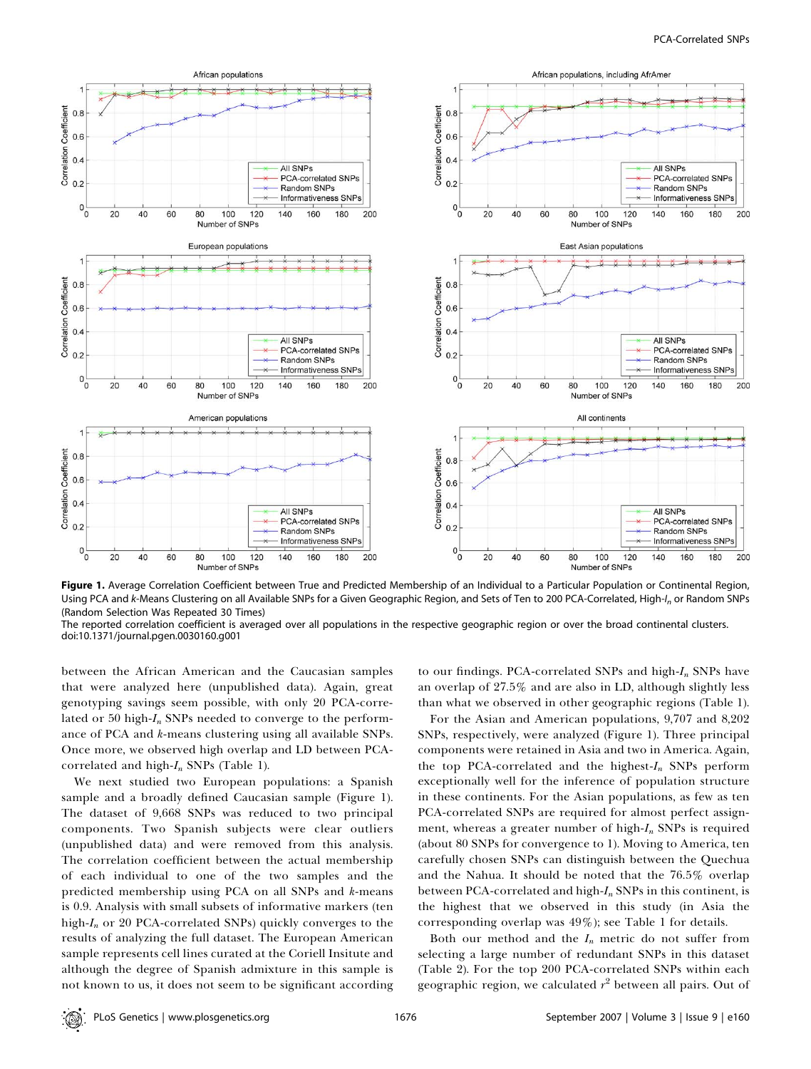**Figure 1.** Average Correlation Coefficient between True and Predicted Membership of an Individual to a Particular Population or Continental Region, Using PCA and *k*-Means Clustering on all Available SNPs for a Given Geographic Region, and Sets of Ten to 200 PCA-Correlated, High-$I_n$ or Random SNPs (Random Selection Was Repeated 30 Times)

The reported correlation coefficient is averaged over all populations in the respective geographic region or over the broad continental clusters.
doi:10.1371/journal.pgen.0030160.g001

between the African American and the Caucasian samples that were analyzed here (unpublished data). Again, great genotyping savings seem possible, with only 20 PCA-correlated or 50 high-$I_n$ SNPs needed to converge to the performance of PCA and *k*-means clustering using all available SNPs. Once more, we observed high overlap and LD between PCA-correlated and high-$I_n$ SNPs (Table 1).

We next studied two European populations: a Spanish sample and a broadly defined Caucasian sample (Figure 1). The dataset of 9,668 SNPs was reduced to two principal components. Two Spanish subjects were clear outliers (unpublished data) and were removed from this analysis. The correlation coefficient between the actual membership of each individual to one of the two samples and the predicted membership using PCA on all SNPs and *k*-means is 0.9. Analysis with small subsets of informative markers (ten high-$I_n$ or 20 PCA-correlated SNPs) quickly converges to the results of analyzing the full dataset. The European American sample represents cell lines curated at the Coriell Insitute and although the degree of Spanish admixture in this sample is not known to us, it does not seem to be significant according to our findings. PCA-correlated SNPs and high-$I_n$ SNPs have an overlap of 27.5% and are also in LD, although slightly less than what we observed in other geographic regions (Table 1).

For the Asian and American populations, 9,707 and 8,202 SNPs, respectively, were analyzed (Figure 1). Three principal components were retained in Asia and two in America. Again, the top PCA-correlated and the highest-$I_n$ SNPs perform exceptionally well for the inference of population structure in these continents. For the Asian populations, as few as ten PCA-correlated SNPs are required for almost perfect assignment, whereas a greater number of high-$I_n$ SNPs is required (about 80 SNPs for convergence to 1). Moving to America, ten carefully chosen SNPs can distinguish between the Quechua and the Nahua. It should be noted that the 76.5% overlap between PCA-correlated and high-$I_n$ SNPs in this continent, is the highest that we observed in this study (in Asia the corresponding overlap was 49%); see Table 1 for details.

Both our method and the $I_n$ metric do not suffer from selecting a large number of redundant SNPs in this dataset (Table 2). For the top 200 PCA-correlated SNPs within each geographic region, we calculated $r^2$ between all pairs. Out of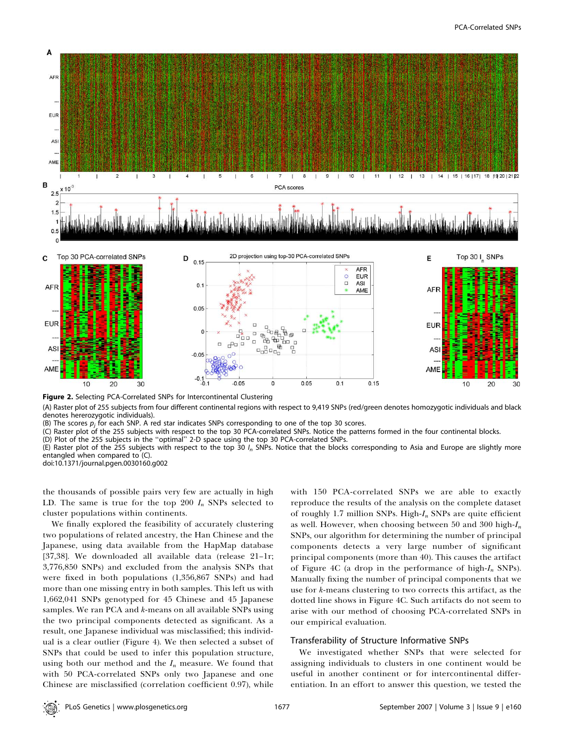**Figure 2.** Selecting PCA-Correlated SNPs for Intercontinental Clustering

(A) Raster plot of 255 subjects from four different continental regions with respect to 9,419 SNPs (red/green denotes homozygotic individuals and black denotes hererozygotic individuals).

(B) The scores $p_j$ for each SNP. A red star indicates SNPs corresponding to one of the top 30 scores.

(C) Raster plot of the 255 subjects with respect to the top 30 PCA-correlated SNPs. Notice the patterns formed in the four continental blocks.

(D) Plot of the 255 subjects in the "optimal" 2-D space using the top 30 PCA-correlated SNPs.

(E) Raster plot of the 255 subjects with respect to the top 30 $I_n$ SNPs. Notice that the blocks corresponding to Asia and Europe are slightly more entangled when compared to (C).

doi:10.1371/journal.pgen.0030160.g002

the thousands of possible pairs very few are actually in high LD. The same is true for the top 200 $I_n$ SNPs selected to cluster populations within continents.

We finally explored the feasibility of accurately clustering two populations of related ancestry, the Han Chinese and the Japanese, using data available from the HapMap database [37,38]. We downloaded all available data (release 21–1r; 3,776,850 SNPs) and excluded from the analysis SNPs that were fixed in both populations (1,356,867 SNPs) and had more than one missing entry in both samples. This left us with 1,662,041 SNPs genotyped for 45 Chinese and 45 Japanese samples. We ran PCA and $k$-means on all available SNPs using the two principal components detected as significant. As a result, one Japanese individual was misclassified; this individual is a clear outlier (Figure 4). We then selected a subset of SNPs that could be used to infer this population structure, using both our method and the $I_n$ measure. We found that with 50 PCA-correlated SNPs only two Japanese and one Chinese are misclassified (correlation coefficient 0.97), while with 150 PCA-correlated SNPs we are able to exactly reproduce the results of the analysis on the complete dataset of roughly 1.7 million SNPs. High-$I_n$ SNPs are quite efficient as well. However, when choosing between 50 and 300 high-$I_n$ SNPs, our algorithm for determining the number of principal components detects a very large number of significant principal components (more than 40). This causes the artifact of Figure 4C (a drop in the performance of high-$I_n$ SNPs). Manually fixing the number of principal components that we use for $k$-means clustering to two corrects this artifact, as the dotted line shows in Figure 4C. Such artifacts do not seem to arise with our method of choosing PCA-correlated SNPs in our empirical evaluation.

## Transferability of Structure Informative SNPs

We investigated whether SNPs that were selected for assigning individuals to clusters in one continent would be useful in another continent or for intercontinental differentiation. In an effort to answer this question, we tested the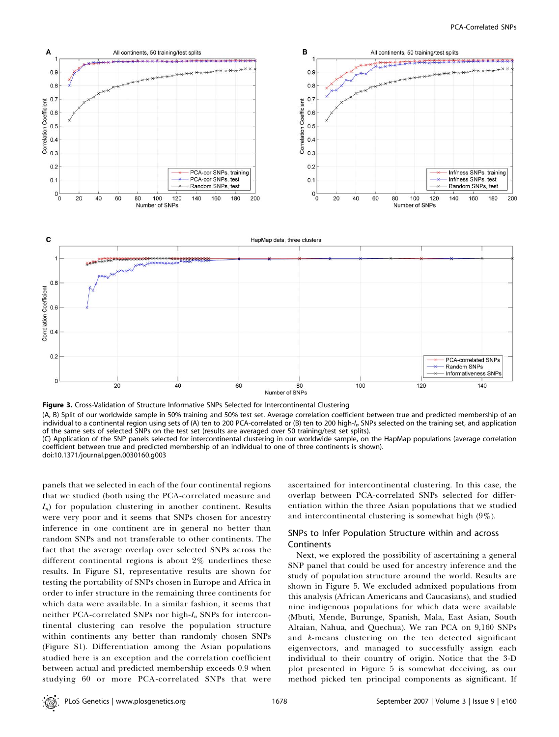**Figure 3.** Cross-Validation of Structure Informative SNPs Selected for Intercontinental Clustering

(A, B) Split of our worldwide sample in 50% training and 50% test set. Average correlation coefficient between true and predicted membership of an individual to a continental region using sets of (A) ten to 200 PCA-correlated or (B) ten to 200 high-$I_n$ SNPs selected on the training set, and application of the same sets of selected SNPs on the test set (results are averaged over 50 training/test set splits).

(C) Application of the SNP panels selected for intercontinental clustering in our worldwide sample, on the HapMap populations (average correlation coefficient between true and predicted membership of an individual to one of three continents is shown).

doi:10.1371/journal.pgen.0030160.g003

panels that we selected in each of the four continental regions that we studied (both using the PCA-correlated measure and $I_n$) for population clustering in another continent. Results were very poor and it seems that SNPs chosen for ancestry inference in one continent are in general no better than random SNPs and not transferable to other continents. The fact that the average overlap over selected SNPs across the different continental regions is about 2% underlines these results. In Figure S1, representative results are shown for testing the portability of SNPs chosen in Europe and Africa in order to infer structure in the remaining three continents for which data were available. In a similar fashion, it seems that neither PCA-correlated SNPs nor high-$I_n$ SNPs for intercontinental clustering can resolve the population structure within continents any better than randomly chosen SNPs (Figure S1). Differentiation among the Asian populations studied here is an exception and the correlation coefficient between actual and predicted membership exceeds 0.9 when studying 60 or more PCA-correlated SNPs that were ascertained for intercontinental clustering. In this case, the overlap between PCA-correlated SNPs selected for differentiation within the three Asian populations that we studied and intercontinental clustering is somewhat high (9%).

## SNPs to Infer Population Structure within and across Continents

Next, we explored the possibility of ascertaining a general SNP panel that could be used for ancestry inference and the study of population structure around the world. Results are shown in Figure 5. We excluded admixed populations from this analysis (African Americans and Caucasians), and studied nine indigenous populations for which data were available (Mbuti, Mende, Burunge, Spanish, Mala, East Asian, South Altaian, Nahua, and Quechua). We ran PCA on 9,160 SNPs and $k$-means clustering on the ten detected significant eigenvectors, and managed to successfully assign each individual to their country of origin. Notice that the 3-D plot presented in Figure 5 is somewhat deceiving, as our method picked ten principal components as significant. If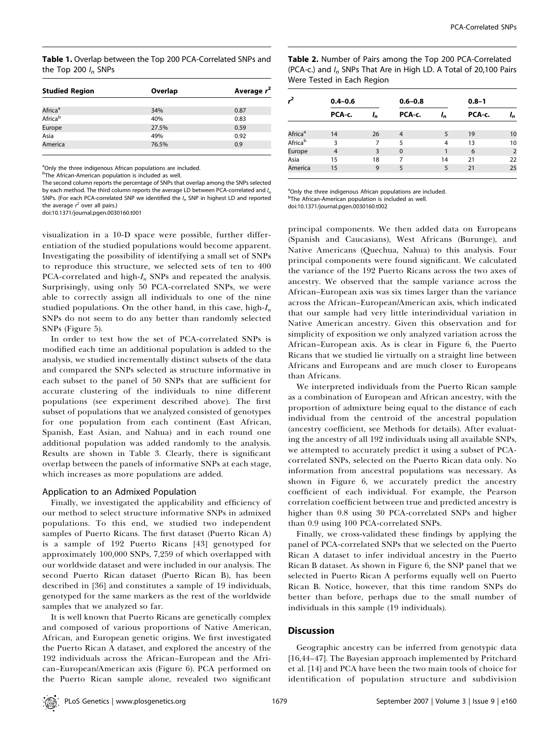**Table 1.** Overlap between the Top 200 PCA-Correlated SNPs and the Top 200 $I_n$ SNPs

| Studied Region | Overlap | Average $r^2$ |
|---|---|---|
| Africa[a] | 34% | 0.87 |
| Africa[b] | 40% | 0.83 |
| Europe | 27.5% | 0.59 |
| Asia | 49% | 0.92 |
| America | 76.5% | 0.9 |

[a]Only the three indigenous African populations are included.
[b]The African-American population is included as well.
The second column reports the percentage of SNPs that overlap among the SNPs selected by each method. The third column reports the average LD between PCA-correlated and $I_n$ SNPs. (For each PCA-correlated SNP we identified the $I_n$ SNP in highest LD and reported the average $r^2$ over all pairs.)
doi:10.1371/journal.pgen.0030160.t001

**Table 2.** Number of Pairs among the Top 200 PCA-Correlated (PCA-c.) and $I_n$ SNPs That Are in High LD. A Total of 20,100 Pairs Were Tested in Each Region

| $r^2$ | 0.4–0.6 | | 0.6–0.8 | | 0.8–1 | |
|---|---|---|---|---|---|---|
| | PCA-c. | $I_n$ | PCA-c. | $I_n$ | PCA-c. | $I_n$ |
| Africa[a] | 14 | 26 | 4 | 5 | 19 | 10 |
| Africa[b] | 3 | 7 | 5 | 4 | 13 | 10 |
| Europe | 4 | 3 | 0 | 1 | 6 | 2 |
| Asia | 15 | 18 | 7 | 14 | 21 | 22 |
| America | 15 | 9 | 5 | 5 | 21 | 25 |

[a]Only the three indigenous African populations are included.
[b]The African-American population is included as well.
doi:10.1371/journal.pgen.0030160.t002

visualization in a 10-D space were possible, further differentiation of the studied populations would become apparent. Investigating the possibility of identifying a small set of SNPs to reproduce this structure, we selected sets of ten to 400 PCA-correlated and high-$I_n$ SNPs and repeated the analysis. Surprisingly, using only 50 PCA-correlated SNPs, we were able to correctly assign all individuals to one of the nine studied populations. On the other hand, in this case, high-$I_n$ SNPs do not seem to do any better than randomly selected SNPs (Figure 5).

In order to test how the set of PCA-correlated SNPs is modified each time an additional population is added to the analysis, we studied incrementally distinct subsets of the data and compared the SNPs selected as structure informative in each subset to the panel of 50 SNPs that are sufficient for accurate clustering of the individuals to nine different populations (see experiment described above). The first subset of populations that we analyzed consisted of genotypes for one population from each continent (East African, Spanish, East Asian, and Nahua) and in each round one additional population was added randomly to the analysis. Results are shown in Table 3. Clearly, there is significant overlap between the panels of informative SNPs at each stage, which increases as more populations are added.

### Application to an Admixed Population

Finally, we investigated the applicability and efficiency of our method to select structure informative SNPs in admixed populations. To this end, we studied two independent samples of Puerto Ricans. The first dataset (Puerto Rican A) is a sample of 192 Puerto Ricans [43] genotyped for approximately 100,000 SNPs, 7,259 of which overlapped with our worldwide dataset and were included in our analysis. The second Puerto Rican dataset (Puerto Rican B), has been described in [36] and constitutes a sample of 19 individuals, genotyped for the same markers as the rest of the worldwide samples that we analyzed so far.

It is well known that Puerto Ricans are genetically complex and composed of various proportions of Native American, African, and European genetic origins. We first investigated the Puerto Rican A dataset, and explored the ancestry of the 192 individuals across the African–European and the African–European/American axis (Figure 6). PCA performed on the Puerto Rican sample alone, revealed two significant principal components. We then added data on Europeans (Spanish and Caucasians), West Africans (Burunge), and Native Americans (Quechua, Nahua) to this analysis. Four principal components were found significant. We calculated the variance of the 192 Puerto Ricans across the two axes of ancestry. We observed that the sample variance across the African–European axis was six times larger than the variance across the African–European/American axis, which indicated that our sample had very little interindividual variation in Native American ancestry. Given this observation and for simplicity of exposition we only analyzed variation across the African–European axis. As is clear in Figure 6, the Puerto Ricans that we studied lie virtually on a straight line between Africans and Europeans and are much closer to Europeans than Africans.

We interpreted individuals from the Puerto Rican sample as a combination of European and African ancestry, with the proportion of admixture being equal to the distance of each individual from the centroid of the ancestral population (ancestry coefficient, see Methods for details). After evaluating the ancestry of all 192 individuals using all available SNPs, we attempted to accurately predict it using a subset of PCA-correlated SNPs, selected on the Puerto Rican data only. No information from ancestral populations was necessary. As shown in Figure 6, we accurately predict the ancestry coefficient of each individual. For example, the Pearson correlation coefficient between true and predicted ancestry is higher than 0.8 using 30 PCA-correlated SNPs and higher than 0.9 using 100 PCA-correlated SNPs.

Finally, we cross-validated these findings by applying the panel of PCA-correlated SNPs that we selected on the Puerto Rican A dataset to infer individual ancestry in the Puerto Rican B dataset. As shown in Figure 6, the SNP panel that we selected in Puerto Rican A performs equally well on Puerto Rican B. Notice, however, that this time random SNPs do better than before, perhaps due to the small number of individuals in this sample (19 individuals).

## Discussion

Geographic ancestry can be inferred from genotypic data [16,44–47]. The Bayesian approach implemented by Pritchard et al. [14] and PCA have been the two main tools of choice for identification of population structure and subdivision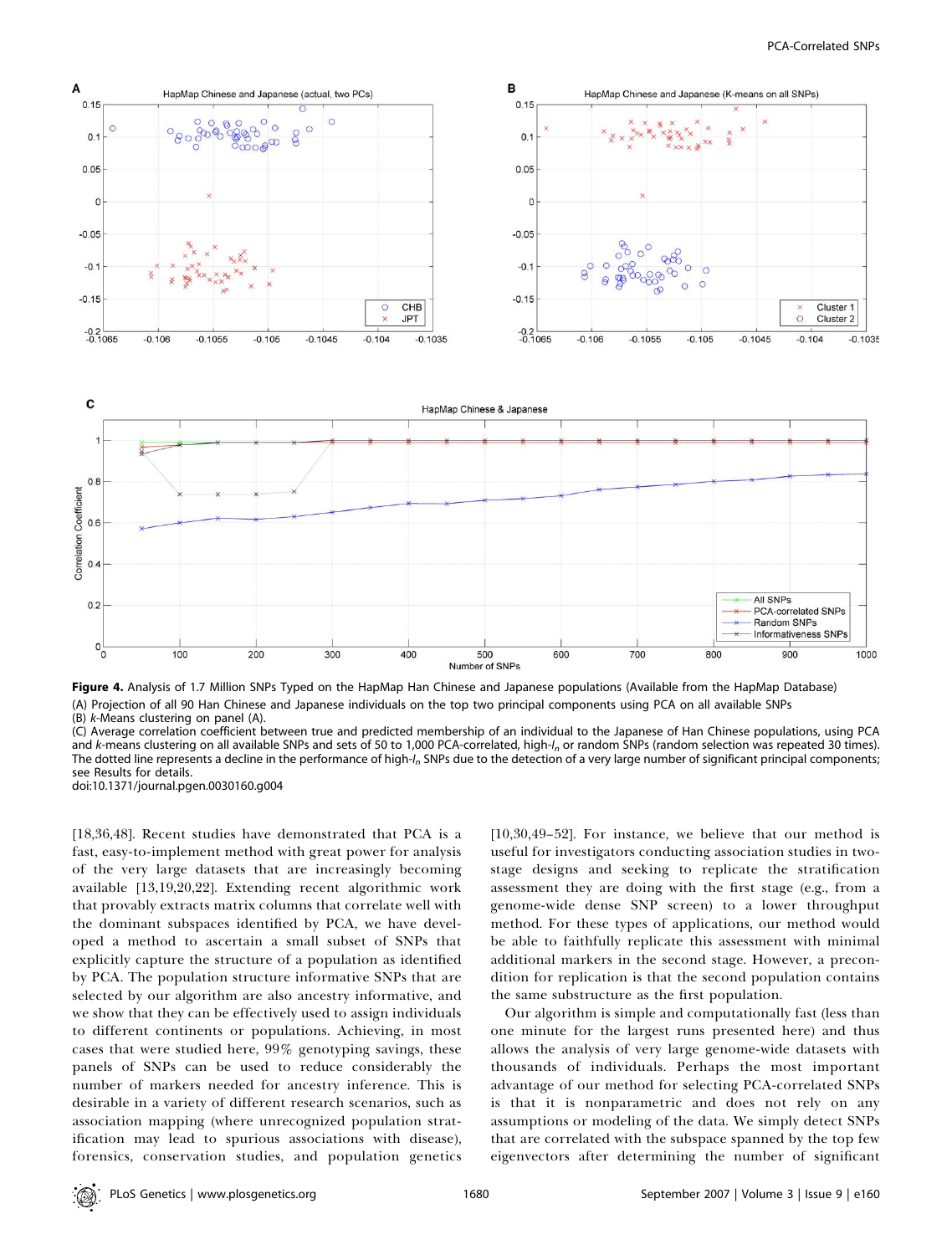**Figure 4.** Analysis of 1.7 Million SNPs Typed on the HapMap Han Chinese and Japanese populations (Available from the HapMap Database)
(A) Projection of all 90 Han Chinese and Japanese individuals on the top two principal components using PCA on all available SNPs
(B) *k*-Means clustering on panel (A).
(C) Average correlation coefficient between true and predicted membership of an individual to the Japanese of Han Chinese populations, using PCA and *k*-means clustering on all available SNPs and sets of 50 to 1,000 PCA-correlated, high-$I_n$ or random SNPs (random selection was repeated 30 times). The dotted line represents a decline in the performance of high-$I_n$ SNPs due to the detection of a very large number of significant principal components; see Results for details.
doi:10.1371/journal.pgen.0030160.g004

[18,36,48]. Recent studies have demonstrated that PCA is a fast, easy-to-implement method with great power for analysis of the very large datasets that are increasingly becoming available [13,19,20,22]. Extending recent algorithmic work that provably extracts matrix columns that correlate well with the dominant subspaces identified by PCA, we have developed a method to ascertain a small subset of SNPs that explicitly capture the structure of a population as identified by PCA. The population structure informative SNPs that are selected by our algorithm are also ancestry informative, and we show that they can be effectively used to assign individuals to different continents or populations. Achieving, in most cases that were studied here, 99% genotyping savings, these panels of SNPs can be used to reduce considerably the number of markers needed for ancestry inference. This is desirable in a variety of different research scenarios, such as association mapping (where unrecognized population stratification may lead to spurious associations with disease), forensics, conservation studies, and population genetics [10,30,49–52]. For instance, we believe that our method is useful for investigators conducting association studies in two-stage designs and seeking to replicate the stratification assessment they are doing with the first stage (e.g., from a genome-wide dense SNP screen) to a lower throughput method. For these types of applications, our method would be able to faithfully replicate this assessment with minimal additional markers in the second stage. However, a precondition for replication is that the second population contains the same substructure as the first population.

Our algorithm is simple and computationally fast (less than one minute for the largest runs presented here) and thus allows the analysis of very large genome-wide datasets with thousands of individuals. Perhaps the most important advantage of our method for selecting PCA-correlated SNPs is that it is nonparametric and does not rely on any assumptions or modeling of the data. We simply detect SNPs that are correlated with the subspace spanned by the top few eigenvectors after determining the number of significant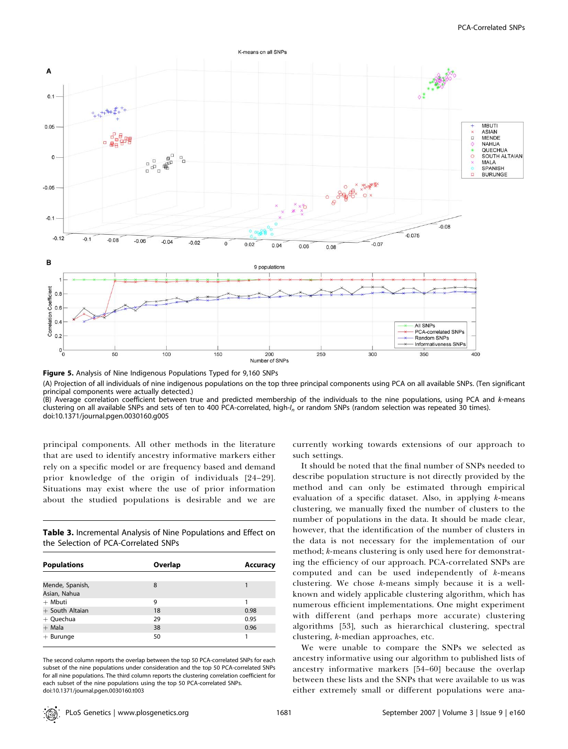**Figure 5.** Analysis of Nine Indigenous Populations Typed for 9,160 SNPs

(A) Projection of all individuals of nine indigenous populations on the top three principal components using PCA on all available SNPs. (Ten significant principal components were actually detected.)

(B) Average correlation coefficient between true and predicted membership of the individuals to the nine populations, using PCA and *k*-means clustering on all available SNPs and sets of ten to 400 PCA-correlated, high-$I_n$ or random SNPs (random selection was repeated 30 times).

doi:10.1371/journal.pgen.0030160.g005

principal components. All other methods in the literature that are used to identify ancestry informative markers either rely on a specific model or are frequency based and demand prior knowledge of the origin of individuals [24–29]. Situations may exist where the use of prior information about the studied populations is desirable and we are currently working towards extensions of our approach to such settings.

It should be noted that the final number of SNPs needed to describe population structure is not directly provided by the method and can only be estimated through empirical evaluation of a specific dataset. Also, in applying *k*-means clustering, we manually fixed the number of clusters to the number of populations in the data. It should be clear, however, that the identification of the number of clusters in the data is not necessary for the implementation of our method; *k*-means clustering is only used here for demonstrating the efficiency of our approach. PCA-correlated SNPs are computed and can be used independently of *k*-means clustering. We chose *k*-means simply because it is a well-known and widely applicable clustering algorithm, which has numerous efficient implementations. One might experiment with different (and perhaps more accurate) clustering algorithms [53], such as hierarchical clustering, spectral clustering, *k*-median approaches, etc.

We were unable to compare the SNPs we selected as ancestry informative using our algorithm to published lists of ancestry informative markers [54–60] because the overlap between these lists and the SNPs that were available to us was either extremely small or different populations were ana-

**Table 3.** Incremental Analysis of Nine Populations and Effect on the Selection of PCA-Correlated SNPs

| Populations | Overlap | Accuracy |
|---|---|---|
| Mende, Spanish, Asian, Nahua | 8 | 1 |
| + Mbuti | 9 | 1 |
| + South Altaian | 18 | 0.98 |
| + Quechua | 29 | 0.95 |
| + Mala | 38 | 0.96 |
| + Burunge | 50 | 1 |

The second column reports the overlap between the top 50 PCA-correlated SNPs for each subset of the nine populations under consideration and the top 50 PCA-correlated SNPs for all nine populations. The third column reports the clustering correlation coefficient for each subset of the nine populations using the top 50 PCA-correlated SNPs.

doi:10.1371/journal.pgen.0030160.t003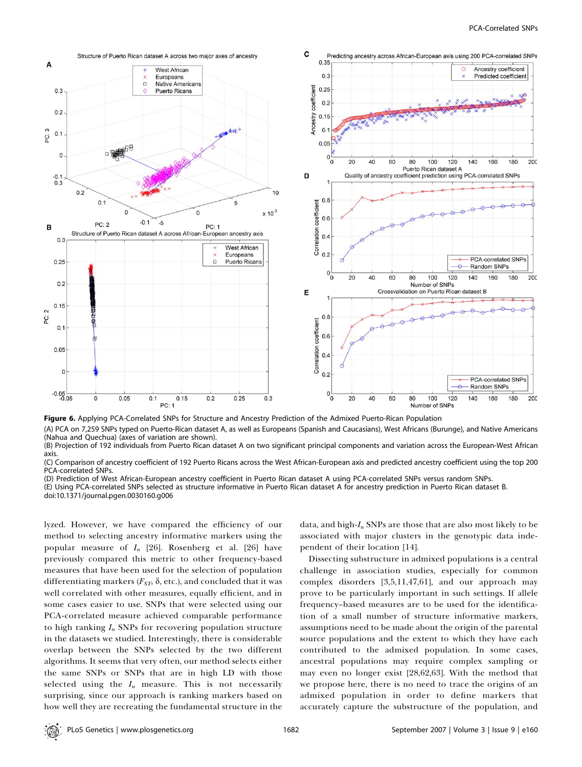**Figure 6.** Applying PCA-Correlated SNPs for Structure and Ancestry Prediction of the Admixed Puerto-Rican Population

(A) PCA on 7,259 SNPs typed on Puerto-Rican dataset A, as well as Europeans (Spanish and Caucasians), West Africans (Burunge), and Native Americans (Nahua and Quechua) (axes of variation are shown).

(B) Projection of 192 individuals from Puerto Rican dataset A on two significant principal components and variation across the European-West African axis.

(C) Comparison of ancestry coefficient of 192 Puerto Ricans across the West African-European axis and predicted ancestry coefficient using the top 200 PCA-correlated SNPs.

(D) Prediction of West African-European ancestry coefficient in Puerto Rican dataset A using PCA-correlated SNPs versus random SNPs.

(E) Using PCA-correlated SNPs selected as structure informative in Puerto Rican dataset A for ancestry prediction in Puerto Rican dataset B.

doi:10.1371/journal.pgen.0030160.g006

lyzed. However, we have compared the efficiency of our method to selecting ancestry informative markers using the popular measure of $I_n$ [26]. Rosenberg et al. [26] have previously compared this metric to other frequency-based measures that have been used for the selection of population differentiating markers ($F_{ST}$, δ, etc.), and concluded that it was well correlated with other measures, equally efficient, and in some cases easier to use. SNPs that were selected using our PCA-correlated measure achieved comparable performance to high ranking $I_n$ SNPs for recovering population structure in the datasets we studied. Interestingly, there is considerable overlap between the SNPs selected by the two different algorithms. It seems that very often, our method selects either the same SNPs or SNPs that are in high LD with those selected using the $I_n$ measure. This is not necessarily surprising, since our approach is ranking markers based on how well they are recreating the fundamental structure in the data, and high-$I_n$ SNPs are those that are also most likely to be associated with major clusters in the genotypic data independent of their location [14].

Dissecting substructure in admixed populations is a central challenge in association studies, especially for common complex disorders [3,5,11,47,61], and our approach may prove to be particularly important in such settings. If allele frequency–based measures are to be used for the identification of a small number of structure informative markers, assumptions need to be made about the origin of the parental source populations and the extent to which they have each contributed to the admixed population. In some cases, ancestral populations may require complex sampling or may even no longer exist [28,62,63]. With the method that we propose here, there is no need to trace the origins of an admixed population in order to define markers that accurately capture the substructure of the population, and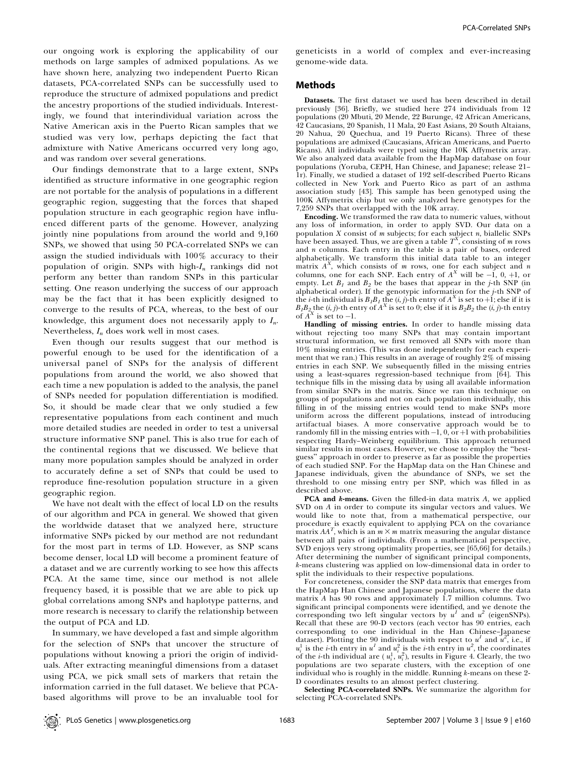our ongoing work is exploring the applicability of our methods on large samples of admixed populations. As we have shown here, analyzing two independent Puerto Rican datasets, PCA-correlated SNPs can be successfully used to reproduce the structure of admixed populations and predict the ancestry proportions of the studied individuals. Interestingly, we found that interindividual variation across the Native American axis in the Puerto Rican samples that we studied was very low, perhaps depicting the fact that admixture with Native Americans occurred very long ago, and was random over several generations.

Our findings demonstrate that to a large extent, SNPs identified as structure informative in one geographic region are not portable for the analysis of populations in a different geographic region, suggesting that the forces that shaped population structure in each geographic region have influenced different parts of the genome. However, analyzing jointly nine populations from around the world and 9,160 SNPs, we showed that using 50 PCA-correlated SNPs we can assign the studied individuals with 100% accuracy to their population of origin. SNPs with high-$I_n$ rankings did not perform any better than random SNPs in this particular setting. One reason underlying the success of our approach may be the fact that it has been explicitly designed to converge to the results of PCA, whereas, to the best of our knowledge, this argument does not necessarily apply to $I_n$. Nevertheless, $I_n$ does work well in most cases.

Even though our results suggest that our method is powerful enough to be used for the identification of a universal panel of SNPs for the analysis of different populations from around the world, we also showed that each time a new population is added to the analysis, the panel of SNPs needed for population differentiation is modified. So, it should be made clear that we only studied a few representative populations from each continent and much more detailed studies are needed in order to test a universal structure informative SNP panel. This is also true for each of the continental regions that we discussed. We believe that many more population samples should be analyzed in order to accurately define a set of SNPs that could be used to reproduce fine-resolution population structure in a given geographic region.

We have not dealt with the effect of local LD on the results of our algorithm and PCA in general. We showed that given the worldwide dataset that we analyzed here, structure informative SNPs picked by our method are not redundant for the most part in terms of LD. However, as SNP scans become denser, local LD will become a prominent feature of a dataset and we are currently working to see how this affects PCA. At the same time, since our method is not allele frequency based, it is possible that we are able to pick up global correlations among SNPs and haplotype patterns, and more research is necessary to clarify the relationship between the output of PCA and LD.

In summary, we have developed a fast and simple algorithm for the selection of SNPs that uncover the structure of populations without knowing a priori the origin of individuals. After extracting meaningful dimensions from a dataset using PCA, we pick small sets of markers that retain the information carried in the full dataset. We believe that PCA-based algorithms will prove to be an invaluable tool for geneticists in a world of complex and ever-increasing genome-wide data.

## Methods

**Datasets.** The first dataset we used has been described in detail previously [36]. Briefly, we studied here 274 individuals from 12 populations (20 Mbuti, 20 Mende, 22 Burunge, 42 African Americans, 42 Caucasians, 20 Spanish, 11 Mala, 20 East Asians, 20 South Altaians, 20 Nahua, 20 Quechua, and 19 Puerto Ricans). Three of these populations are admixed (Caucasians, African Americans, and Puerto Ricans). All individuals were typed using the 10K Affymetrix array. We also analyzed data available from the HapMap database on four populations (Yoruba, CEPH, Han Chinese, and Japanese; release 21–1r). Finally, we studied a dataset of 192 self-described Puerto Ricans collected in New York and Puerto Rico as part of an asthma association study [43]. This sample has been genotyped using the 100K Affymetrix chip but we only analyzed here genotypes for the 7,259 SNPs that overlapped with the 10K array.

**Encoding.** We transformed the raw data to numeric values, without any loss of information, in order to apply SVD. Our data on a population $X$ consist of $m$ subjects; for each subject $n$, biallelic SNPs have been assayed. Thus, we are given a table $T^X$, consisting of $m$ rows and $n$ columns. Each entry in the table is a pair of bases, ordered alphabetically. We transform this initial data table to an integer matrix $A^X$, which consists of $m$ rows, one for each subject and $n$ columns, one for each SNP. Each entry of $A^X$ will be $-1$, 0, $+1$, or empty. Let $B_1$ and $B_2$ be the bases that appear in the $j$-th SNP (in alphabetical order). If the genotypic information for the $j$-th SNP of the $i$-th individual is $B_1B_1$ the $(i, j)$-th entry of $A^X$ is set to $+1$; else if it is $B_1B_2$ the $(i, j)$-th entry of $A^X$ is set to 0; else if it is $B_2B_2$ the $(i, j)$-th entry of $A^X$ is set to $-1$.

**Handling of missing entries.** In order to handle missing data without rejecting too many SNPs that may contain important structural information, we first removed all SNPs with more than 10% missing entries. (This was done independently for each experiment that we ran.) This results in an average of roughly 2% of missing entries in each SNP. We subsequently filled in the missing entries using a least-squares regression-based technique from [64]. This technique fills in the missing data by using all available information from similar SNPs in the matrix. Since we ran this technique on groups of populations and not on each population individually, this filling in of the missing entries would tend to make SNPs more uniform across the different populations, instead of introducing artifactual biases. A more conservative approach would be to randomly fill in the missing entries with $-1$, 0, or $+1$ with probabilities respecting Hardy–Weinberg equilibrium. This approach returned similar results in most cases. However, we chose to employ the "best-guess" approach in order to preserve as far as possible the properties of each studied SNP. For the HapMap data on the Han Chinese and Japanese individuals, given the abundance of SNPs, we set the threshold to one missing entry per SNP, which was filled in as described above.

**PCA and *k*-means.** Given the filled-in data matrix $A$, we applied SVD on $A$ in order to compute its singular vectors and values. We would like to note that, from a mathematical perspective, our procedure is exactly equivalent to applying PCA on the covariance matrix $AA^T$, which is an $m \times m$ matrix measuring the angular distance between all pairs of individuals. (From a mathematical perspective, SVD enjoys very strong optimality properties, see [65,66] for details.) After determining the number of significant principal components, $k$-means clustering was applied on low-dimensional data in order to split the individuals to their respective populations.

For concreteness, consider the SNP data matrix that emerges from the HapMap Han Chinese and Japanese populations, where the data matrix $A$ has 90 rows and approximately 1.7 million columns. Two significant principal components were identified, and we denote the corresponding two left singular vectors by $u^1$ and $u^2$ (eigenSNPs). Recall that these are 90-D vectors (each vector has 90 entries, each corresponding to one individual in the Han Chinese–Japanese dataset). Plotting the 90 individuals with respect to $u^1$ and $u^2$, i.e., if $u_i^1$ is the $i$-th entry in $u^1$ and $u_i^2$ is the $i$-th entry in $u^2$, the coordinates of the $i$-th individual are $(u_i^1, u_i^2)$, results in Figure 4. Clearly, the two populations are two separate clusters, with the exception of one individual who is roughly in the middle. Running $k$-means on these 2-D coordinates results to an almost perfect clustering.

**Selecting PCA-correlated SNPs.** We summarize the algorithm for selecting PCA-correlated SNPs.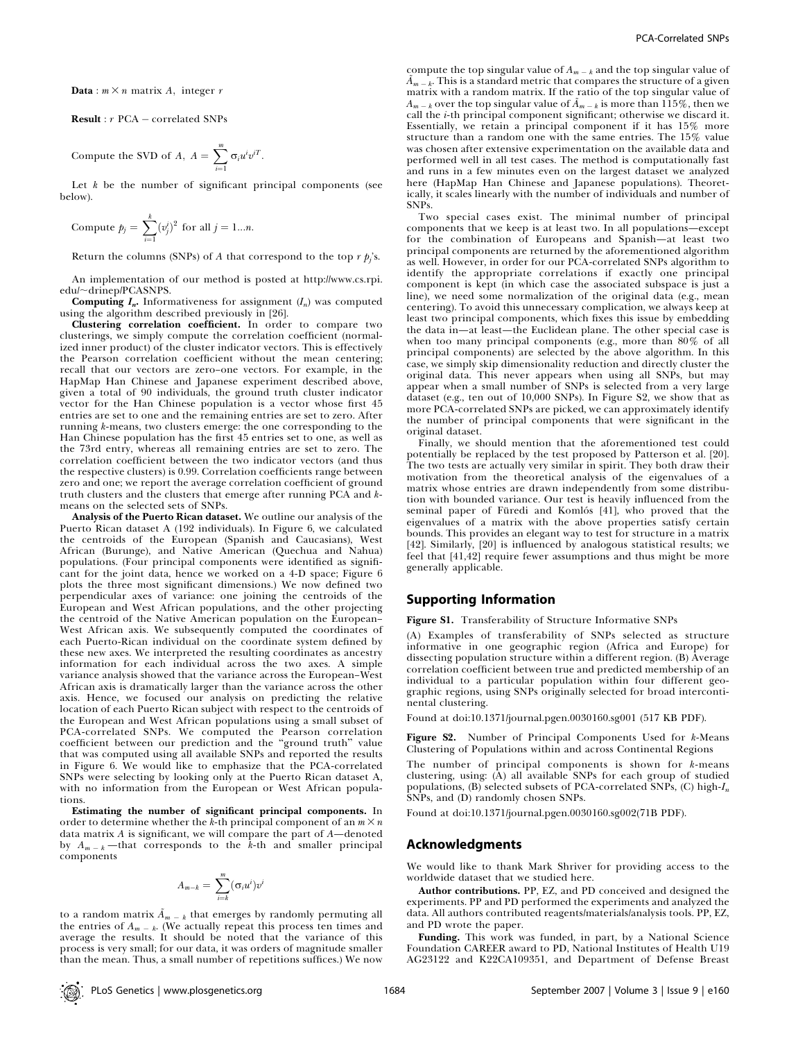**Data** : $m \times n$ matrix $A$, integer $r$

**Result** : $r$ PCA − correlated SNPs

Compute the SVD of $A$, $A = \sum_{i=1}^{m} \sigma_i u^i v^{iT}$.

Let $k$ be the number of significant principal components (see below).

Compute $p_j = \sum_{i=1}^{k} (v_j^i)^2$ for all $j = 1...n$.

Return the columns (SNPs) of $A$ that correspond to the top $r$ $p_j$'s.

An implementation of our method is posted at http://www.cs.rpi.edu/~drinep/PCASNPS.

**Computing $I_n$.** Informativeness for assignment ($I_n$) was computed using the algorithm described previously in [26].

**Clustering correlation coefficient.** In order to compare two clusterings, we simply compute the correlation coefficient (normalized inner product) of the cluster indicator vectors. This is effectively the Pearson correlation coefficient without the mean centering; recall that our vectors are zero–one vectors. For example, in the HapMap Han Chinese and Japanese experiment described above, given a total of 90 individuals, the ground truth cluster indicator vector for the Han Chinese population is a vector whose first 45 entries are set to one and the remaining entries are set to zero. After running $k$-means, two clusters emerge: the one corresponding to the Han Chinese population has the first 45 entries set to one, as well as the 73rd entry, whereas all remaining entries are set to zero. The correlation coefficient between the two indicator vectors (and thus the respective clusters) is 0.99. Correlation coefficients range between zero and one; we report the average correlation coefficient of ground truth clusters and the clusters that emerge after running PCA and $k$-means on the selected sets of SNPs.

**Analysis of the Puerto Rican dataset.** We outline our analysis of the Puerto Rican dataset A (192 individuals). In Figure 6, we calculated the centroids of the European (Spanish and Caucasians), West African (Burunge), and Native American (Quechua and Nahua) populations. (Four principal components were identified as significant for the joint data, hence we worked on a 4-D space; Figure 6 plots the three most significant dimensions.) We now defined two perpendicular axes of variance: one joining the centroids of the European and West African populations, and the other projecting the centroid of the Native American population on the European–West African axis. We subsequently computed the coordinates of each Puerto-Rican individual on the coordinate system defined by these new axes. We interpreted the resulting coordinates as ancestry information for each individual across the two axes. A simple variance analysis showed that the variance across the European–West African axis is dramatically larger than the variance across the other axis. Hence, we focused our analysis on predicting the relative location of each Puerto Rican subject with respect to the centroids of the European and West African populations using a small subset of PCA-correlated SNPs. We computed the Pearson correlation coefficient between our prediction and the "ground truth" value that was computed using all available SNPs and reported the results in Figure 6. We would like to emphasize that the PCA-correlated SNPs were selecting by looking only at the Puerto Rican dataset A, with no information from the European or West African populations.

**Estimating the number of significant principal components.** In order to determine whether the $k$-th principal component of an $m \times n$ data matrix $A$ is significant, we will compare the part of $A$—denoted by $A_{m-k}$—that corresponds to the $k$-th and smaller principal components

$$A_{m-k} = \sum_{i=k}^{m} (\sigma_i u^i) v^i$$

to a random matrix $\tilde{A}_{m-k}$ that emerges by randomly permuting all the entries of $A_{m-k}$. (We actually repeat this process ten times and average the results. It should be noted that the variance of this process is very small; for our data, it was orders of magnitude smaller than the mean. Thus, a small number of repetitions suffices.) We now compute the top singular value of $A_{m-k}$ and the top singular value of $\tilde{A}_{m-k}$. This is a standard metric that compares the structure of a given matrix with a random matrix. If the ratio of the top singular value of $A_{m-k}$ over the top singular value of $\tilde{A}_{m-k}$ is more than 115%, then we call the $i$-th principal component significant; otherwise we discard it. Essentially, we retain a principal component if it has 15% more structure than a random one with the same entries. The 15% value was chosen after extensive experimentation on the available data and performed well in all test cases. The method is computationally fast and runs in a few minutes even on the largest dataset we analyzed here (HapMap Han Chinese and Japanese populations). Theoretically, it scales linearly with the number of individuals and number of SNPs.

Two special cases exist. The minimal number of principal components that we keep is at least two. In all populations—except for the combination of Europeans and Spanish—at least two principal components are returned by the aforementioned algorithm as well. However, in order for our PCA-correlated SNPs algorithm to identify the appropriate correlations if exactly one principal component is kept (in which case the associated subspace is just a line), we need some normalization of the original data (e.g., mean centering). To avoid this unnecessary complication, we always keep at least two principal components, which fixes this issue by embedding the data in—at least—the Euclidean plane. The other special case is when too many principal components (e.g., more than 80% of all principal components) are selected by the above algorithm. In this case, we simply skip dimensionality reduction and directly cluster the original data. This never appears when using all SNPs, but may appear when a small number of SNPs is selected from a very large dataset (e.g., ten out of 10,000 SNPs). In Figure S2, we show that as more PCA-correlated SNPs are picked, we can approximately identify the number of principal components that were significant in the original dataset.

Finally, we should mention that the aforementioned test could potentially be replaced by the test proposed by Patterson et al. [20]. The two tests are actually very similar in spirit. They both draw their motivation from the theoretical analysis of the eigenvalues of a matrix whose entries are drawn independently from some distribution with bounded variance. Our test is heavily influenced from the seminal paper of Füredi and Komlós [41], who proved that the eigenvalues of a matrix with the above properties satisfy certain bounds. This provides an elegant way to test for structure in a matrix [42]. Similarly, [20] is influenced by analogous statistical results; we feel that [41,42] require fewer assumptions and thus might be more generally applicable.

## Supporting Information

**Figure S1.** Transferability of Structure Informative SNPs

(A) Examples of transferability of SNPs selected as structure informative in one geographic region (Africa and Europe) for dissecting population structure within a different region. (B) Average correlation coefficient between true and predicted membership of an individual to a particular population within four different geographic regions, using SNPs originally selected for broad intercontinental clustering.

Found at doi:10.1371/journal.pgen.0030160.sg001 (517 KB PDF).

**Figure S2.** Number of Principal Components Used for $k$-Means Clustering of Populations within and across Continental Regions

The number of principal components is shown for $k$-means clustering, using: (A) all available SNPs for each group of studied populations, (B) selected subsets of PCA-correlated SNPs, (C) high-$I_n$ SNPs, and (D) randomly chosen SNPs.

Found at doi:10.1371/journal.pgen.0030160.sg002(71B PDF).

## Acknowledgments

We would like to thank Mark Shriver for providing access to the worldwide dataset that we studied here.

**Author contributions.** PP, EZ, and PD conceived and designed the experiments. PP and PD performed the experiments and analyzed the data. All authors contributed reagents/materials/analysis tools. PP, EZ, and PD wrote the paper.

**Funding.** This work was funded, in part, by a National Science Foundation CAREER award to PD, National Institutes of Health U19 AG23122 and K22CA109351, and Department of Defense Breast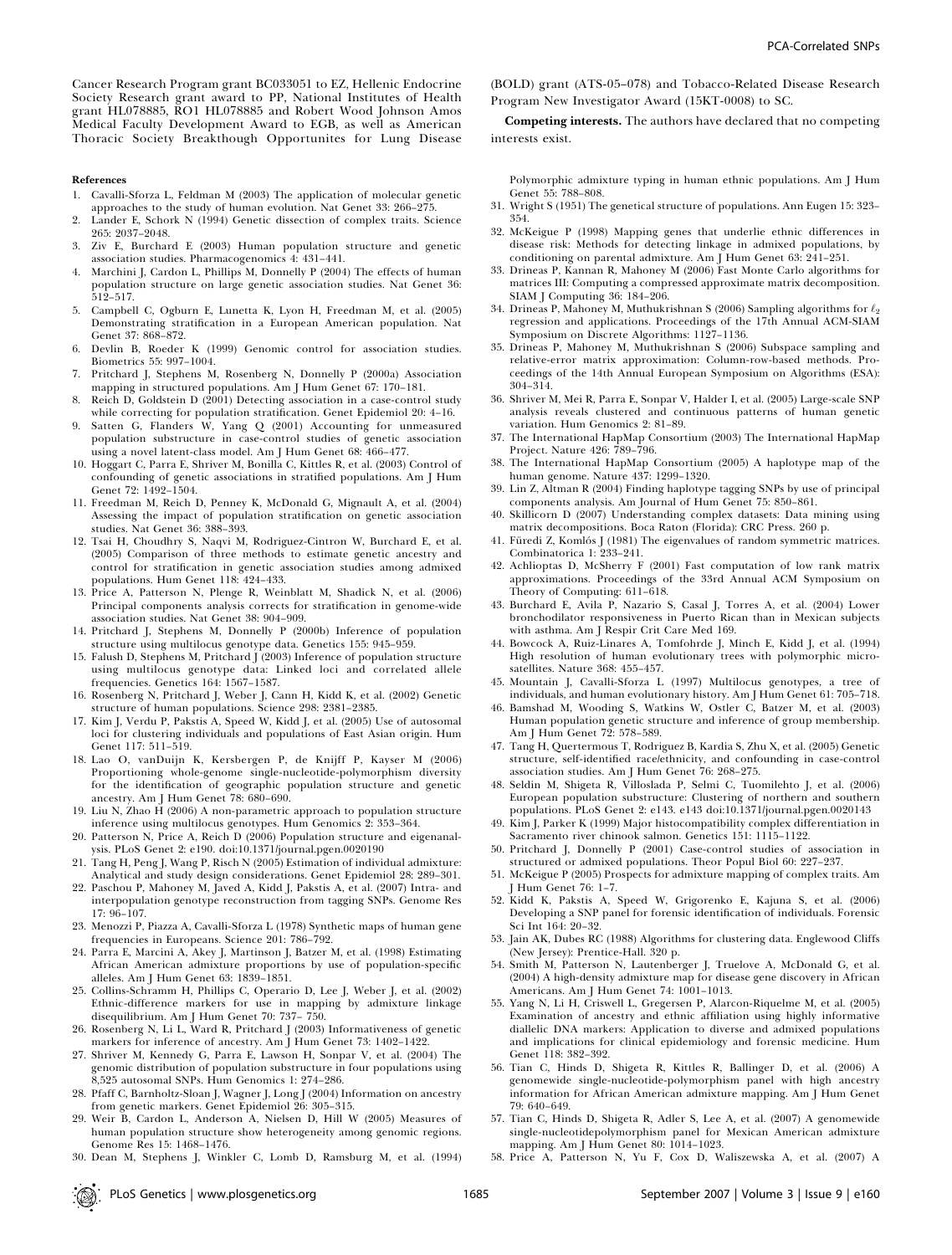Cancer Research Program grant BC033051 to EZ, Hellenic Endocrine Society Research grant award to PP, National Institutes of Health grant HL078885, RO1 HL078885 and Robert Wood Johnson Amos Medical Faculty Development Award to EGB, as well as American Thoracic Society Breakthough Opportunites for Lung Disease (BOLD) grant (ATS-05–078) and Tobacco-Related Disease Research Program New Investigator Award (15KT-0008) to SC.

**Competing interests.** The authors have declared that no competing interests exist.

## References

1. Cavalli-Sforza L, Feldman M (2003) The application of molecular genetic approaches to the study of human evolution. Nat Genet 33: 266–275.
2. Lander E, Schork N (1994) Genetic dissection of complex traits. Science 265: 2037–2048.
3. Ziv E, Burchard E (2003) Human population structure and genetic association studies. Pharmacogenomics 4: 431–441.
4. Marchini J, Cardon L, Phillips M, Donnelly P (2004) The effects of human population structure on large genetic association studies. Nat Genet 36: 512–517.
5. Campbell C, Ogburn E, Lunetta K, Lyon H, Freedman M, et al. (2005) Demonstrating stratification in a European American population. Nat Genet 37: 868–872.
6. Devlin B, Roeder K (1999) Genomic control for association studies. Biometrics 55: 997–1004.
7. Pritchard J, Stephens M, Rosenberg N, Donnelly P (2000a) Association mapping in structured populations. Am J Hum Genet 67: 170–181.
8. Reich D, Goldstein D (2001) Detecting association in a case-control study while correcting for population stratification. Genet Epidemiol 20: 4–16.
9. Satten G, Flanders W, Yang Q (2001) Accounting for unmeasured population substructure in case-control studies of genetic association using a novel latent-class model. Am J Hum Genet 68: 466–477.
10. Hoggart C, Parra E, Shriver M, Bonilla C, Kittles R, et al. (2003) Control of confounding of genetic associations in stratified populations. Am J Hum Genet 72: 1492–1504.
11. Freedman M, Reich D, Penney K, McDonald G, Mignault A, et al. (2004) Assessing the impact of population stratification on genetic association studies. Nat Genet 36: 388–393.
12. Tsai H, Choudhry S, Naqvi M, Rodriguez-Cintron W, Burchard E, et al. (2005) Comparison of three methods to estimate genetic ancestry and control for stratification in genetic association studies among admixed populations. Hum Genet 118: 424–433.
13. Price A, Patterson N, Plenge R, Weinblatt M, Shadick N, et al. (2006) Principal components analysis corrects for stratification in genome-wide association studies. Nat Genet 38: 904–909.
14. Pritchard J, Stephens M, Donnelly P (2000b) Inference of population structure using multilocus genotype data. Genetics 155: 945–959.
15. Falush D, Stephens M, Pritchard J (2003) Inference of population structure using multilocus genotype data: Linked loci and correlated allele frequencies. Genetics 164: 1567–1587.
16. Rosenberg N, Pritchard J, Weber J, Cann H, Kidd K, et al. (2002) Genetic structure of human populations. Science 298: 2381–2385.
17. Kim J, Verdu P, Pakstis A, Speed W, Kidd J, et al. (2005) Use of autosomal loci for clustering individuals and populations of East Asian origin. Hum Genet 117: 511–519.
18. Lao O, vanDuijn K, Kersbergen P, de Knijff P, Kayser M (2006) Proportioning whole-genome single-nucleotide-polymorphism diversity for the identification of geographic population structure and genetic ancestry. Am J Hum Genet 78: 680–690.
19. Liu N, Zhao H (2006) A non-parametric approach to population structure inference using multilocus genotypes. Hum Genomics 2: 353–364.
20. Patterson N, Price A, Reich D (2006) Population structure and eigenanalysis. PLoS Genet 2: e190. doi:10.1371/journal.pgen.0020190
21. Tang H, Peng J, Wang P, Risch N (2005) Estimation of individual admixture: Analytical and study design considerations. Genet Epidemiol 28: 289–301.
22. Paschou P, Mahoney M, Javed A, Kidd J, Pakstis A, et al. (2007) Intra- and interpopulation genotype reconstruction from tagging SNPs. Genome Res 17: 96–107.
23. Menozzi P, Piazza A, Cavalli-Sforza L (1978) Synthetic maps of human gene frequencies in Europeans. Science 201: 786–792.
24. Parra E, Marcini A, Akey J, Martinson J, Batzer M, et al. (1998) Estimating African American admixture proportions by use of population-specific alleles. Am J Hum Genet 63: 1839–1851.
25. Collins-Schramm H, Phillips C, Operario D, Lee J, Weber J, et al. (2002) Ethnic-difference markers for use in mapping by admixture linkage disequilibrium. Am J Hum Genet 70: 737– 750.
26. Rosenberg N, Li L, Ward R, Pritchard J (2003) Informativeness of genetic markers for inference of ancestry. Am J Hum Genet 73: 1402–1422.
27. Shriver M, Kennedy G, Parra E, Lawson H, Sonpar V, et al. (2004) The genomic distribution of population substructure in four populations using 8,525 autosomal SNPs. Hum Genomics 1: 274–286.
28. Pfaff C, Barnholtz-Sloan J, Wagner J, Long J (2004) Information on ancestry from genetic markers. Genet Epidemiol 26: 305–315.
29. Weir B, Cardon L, Anderson A, Nielsen D, Hill W (2005) Measures of human population structure show heterogeneity among genomic regions. Genome Res 15: 1468–1476.
30. Dean M, Stephens J, Winkler C, Lomb D, Ramsburg M, et al. (1994) Polymorphic admixture typing in human ethnic populations. Am J Hum Genet 55: 788–808.
31. Wright S (1951) The genetical structure of populations. Ann Eugen 15: 323–354.
32. McKeigue P (1998) Mapping genes that underlie ethnic differences in disease risk: Methods for detecting linkage in admixed populations, by conditioning on parental admixture. Am J Hum Genet 63: 241–251.
33. Drineas P, Kannan R, Mahoney M (2006) Fast Monte Carlo algorithms for matrices III: Computing a compressed approximate matrix decomposition. SIAM J Computing 36: 184–206.
34. Drineas P, Mahoney M, Muthukrishnan S (2006) Sampling algorithms for $\ell_2$ regression and applications. Proceedings of the 17th Annual ACM-SIAM Symposium on Discrete Algorithms: 1127–1136.
35. Drineas P, Mahoney M, Muthukrishnan S (2006) Subspace sampling and relative-error matrix approximation: Column-row-based methods. Proceedings of the 14th Annual European Symposium on Algorithms (ESA): 304–314.
36. Shriver M, Mei R, Parra E, Sonpar V, Halder I, et al. (2005) Large-scale SNP analysis reveals clustered and continuous patterns of human genetic variation. Hum Genomics 2: 81–89.
37. The International HapMap Consortium (2003) The International HapMap Project. Nature 426: 789–796.
38. The International HapMap Consortium (2005) A haplotype map of the human genome. Nature 437: 1299–1320.
39. Lin Z, Altman R (2004) Finding haplotype tagging SNPs by use of principal components analysis. Am Journal of Hum Genet 75: 850–861.
40. Skillicorn D (2007) Understanding complex datasets: Data mining using matrix decompositions. Boca Raton (Florida): CRC Press. 260 p.
41. Füredi Z, Komlós J (1981) The eigenvalues of random symmetric matrices. Combinatorica 1: 233–241.
42. Achlioptas D, McSherry F (2001) Fast computation of low rank matrix approximations. Proceedings of the 33rd Annual ACM Symposium on Theory of Computing: 611–618.
43. Burchard E, Avila P, Nazario S, Casal J, Torres A, et al. (2004) Lower bronchodilator responsiveness in Puerto Rican than in Mexican subjects with asthma. Am J Respir Crit Care Med 169.
44. Bowcock A, Ruiz-Linares A, Tomfohrde J, Minch E, Kidd J, et al. (1994) High resolution of human evolutionary trees with polymorphic microsatellites. Nature 368: 455–457.
45. Mountain J, Cavalli-Sforza L (1997) Multilocus genotypes, a tree of individuals, and human evolutionary history. Am J Hum Genet 61: 705–718.
46. Bamshad M, Wooding S, Watkins W, Ostler C, Batzer M, et al. (2003) Human population genetic structure and inference of group membership. Am J Hum Genet 72: 578–589.
47. Tang H, Quertermous T, Rodriguez B, Kardia S, Zhu X, et al. (2005) Genetic structure, self-identified race/ethnicity, and confounding in case-control association studies. Am J Hum Genet 76: 268–275.
48. Seldin M, Shigeta R, Villoslada P, Selmi C, Tuomilehto J, et al. (2006) European population substructure: Clustering of northern and southern populations. PLoS Genet 2: e143. e143 doi:10.1371/journal.pgen.0020143
49. Kim J, Parker K (1999) Major histocompatibility complex differentiation in Sacramento river chinook salmon. Genetics 151: 1115–1122.
50. Pritchard J, Donnelly P (2001) Case-control studies of association in structured or admixed populations. Theor Popul Biol 60: 227–237.
51. McKeigue P (2005) Prospects for admixture mapping of complex traits. Am J Hum Genet 76: 1–7.
52. Kidd K, Pakstis A, Speed W, Grigorenko E, Kajuna S, et al. (2006) Developing a SNP panel for forensic identification of individuals. Forensic Sci Int 164: 20–32.
53. Jain AK, Dubes RC (1988) Algorithms for clustering data. Englewood Cliffs (New Jersey): Prentice-Hall. 320 p.
54. Smith M, Patterson N, Lautenberger J, Truelove A, McDonald G, et al. (2004) A high-density admixture map for disease gene discovery in African Americans. Am J Hum Genet 74: 1001–1013.
55. Yang N, Li H, Criswell L, Gregersen P, Alarcon-Riquelme M, et al. (2005) Examination of ancestry and ethnic affiliation using highly informative diallelic DNA markers: Application to diverse and admixed populations and implications for clinical epidemiology and forensic medicine. Hum Genet 118: 382–392.
56. Tian C, Hinds D, Shigeta R, Kittles R, Ballinger D, et al. (2006) A genomewide single-nucleotide-polymorphism panel with high ancestry information for African American admixture mapping. Am J Hum Genet 79: 640–649.
57. Tian C, Hinds D, Shigeta R, Adler S, Lee A, et al. (2007) A genomewide single-nucleotidepolymorphism panel for Mexican American admixture mapping. Am J Hum Genet 80: 1014–1023.
58. Price A, Patterson N, Yu F, Cox D, Waliszewska A, et al. (2007) A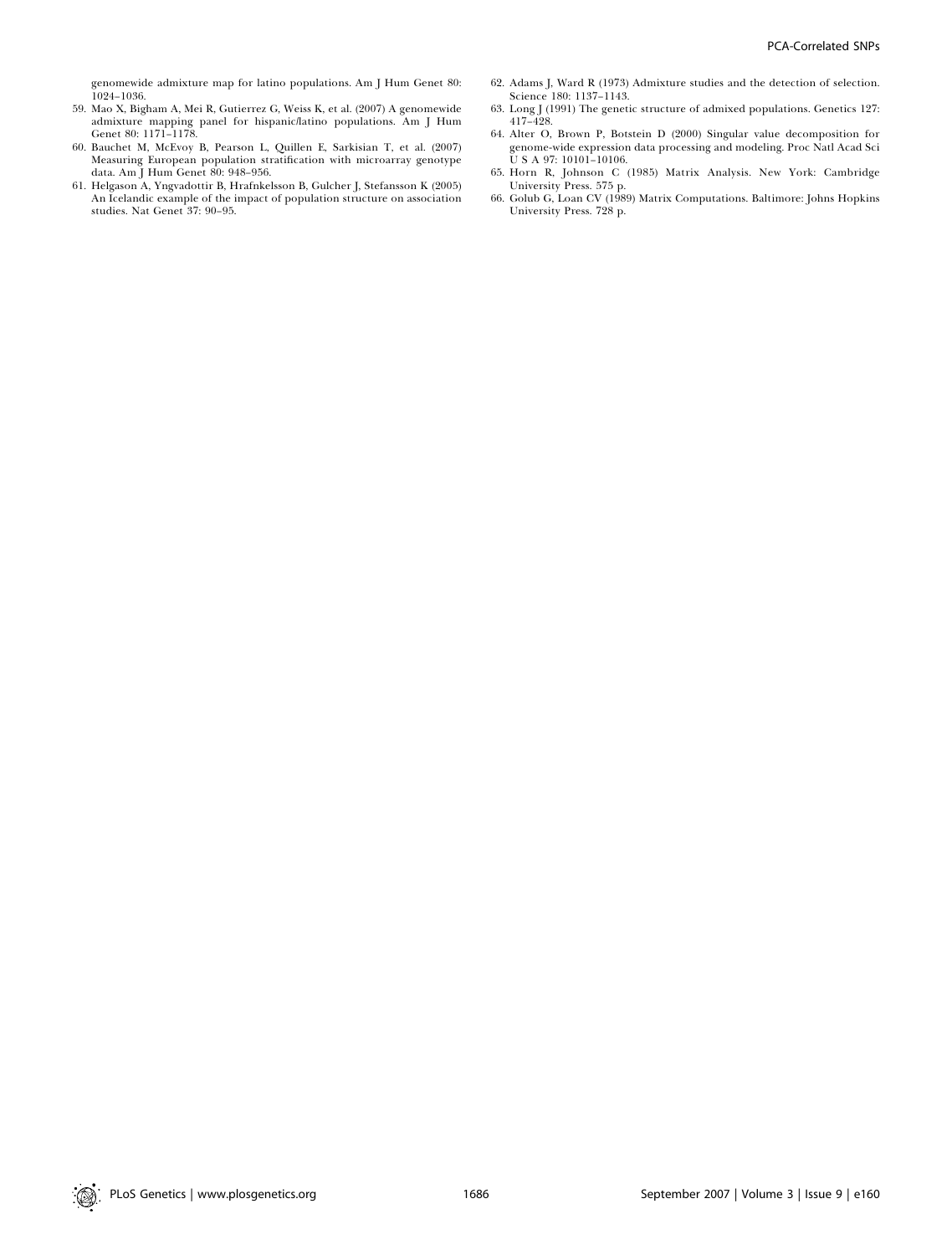genomewide admixture map for latino populations. Am J Hum Genet 80: 1024–1036.

59. Mao X, Bigham A, Mei R, Gutierrez G, Weiss K, et al. (2007) A genomewide admixture mapping panel for hispanic/latino populations. Am J Hum Genet 80: 1171–1178.
60. Bauchet M, McEvoy B, Pearson L, Quillen E, Sarkisian T, et al. (2007) Measuring European population stratification with microarray genotype data. Am J Hum Genet 80: 948–956.
61. Helgason A, Yngvadottir B, Hrafnkelsson B, Gulcher J, Stefansson K (2005) An Icelandic example of the impact of population structure on association studies. Nat Genet 37: 90–95.
62. Adams J, Ward R (1973) Admixture studies and the detection of selection. Science 180: 1137–1143.
63. Long J (1991) The genetic structure of admixed populations. Genetics 127: 417–428.
64. Alter O, Brown P, Botstein D (2000) Singular value decomposition for genome-wide expression data processing and modeling. Proc Natl Acad Sci U S A 97: 10101–10106.
65. Horn R, Johnson C (1985) Matrix Analysis. New York: Cambridge University Press. 575 p.
66. Golub G, Loan CV (1989) Matrix Computations. Baltimore: Johns Hopkins University Press. 728 p.